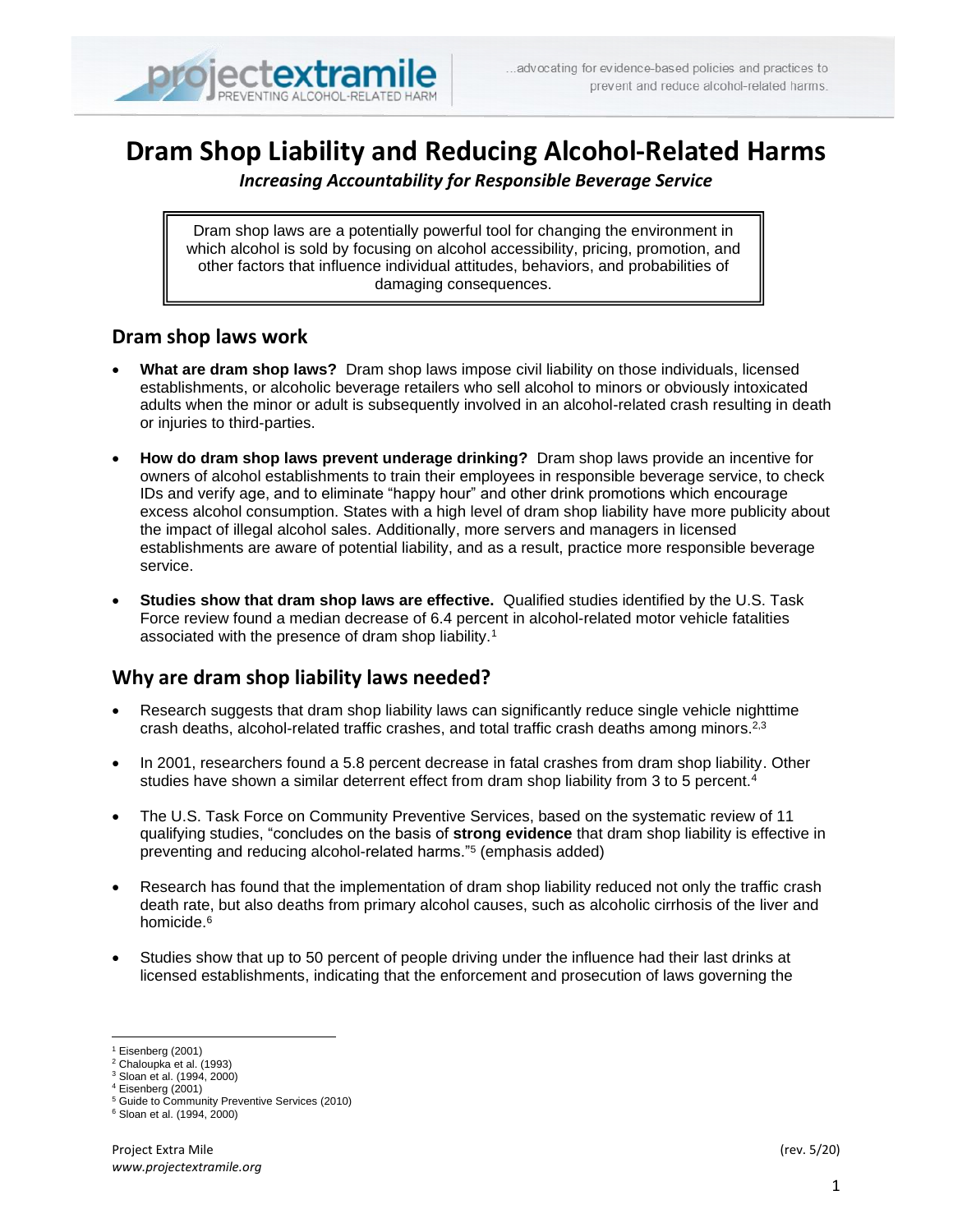# Dram Shop Liability and Reducing Alcohol-Related Harms

***Increasing Accountability for Responsible Beverage Service***

> Dram shop laws are a potentially powerful tool for changing the environment in which alcohol is sold by focusing on alcohol accessibility, pricing, promotion, and other factors that influence individual attitudes, behaviors, and probabilities of damaging consequences.

## Dram shop laws work

- **What are dram shop laws?** Dram shop laws impose civil liability on those individuals, licensed establishments, or alcoholic beverage retailers who sell alcohol to minors or obviously intoxicated adults when the minor or adult is subsequently involved in an alcohol-related crash resulting in death or injuries to third-parties.

- **How do dram shop laws prevent underage drinking?** Dram shop laws provide an incentive for owners of alcohol establishments to train their employees in responsible beverage service, to check IDs and verify age, and to eliminate "happy hour" and other drink promotions which encourage excess alcohol consumption. States with a high level of dram shop liability have more publicity about the impact of illegal alcohol sales. Additionally, more servers and managers in licensed establishments are aware of potential liability, and as a result, practice more responsible beverage service.

- **Studies show that dram shop laws are effective.** Qualified studies identified by the U.S. Task Force review found a median decrease of 6.4 percent in alcohol-related motor vehicle fatalities associated with the presence of dram shop liability.[1]

## Why are dram shop liability laws needed?

- Research suggests that dram shop liability laws can significantly reduce single vehicle nighttime crash deaths, alcohol-related traffic crashes, and total traffic crash deaths among minors.[2,3]

- In 2001, researchers found a 5.8 percent decrease in fatal crashes from dram shop liability. Other studies have shown a similar deterrent effect from dram shop liability from 3 to 5 percent.[4]

- The U.S. Task Force on Community Preventive Services, based on the systematic review of 11 qualifying studies, "concludes on the basis of **strong evidence** that dram shop liability is effective in preventing and reducing alcohol-related harms."[5] (emphasis added)

- Research has found that the implementation of dram shop liability reduced not only the traffic crash death rate, but also deaths from primary alcohol causes, such as alcoholic cirrhosis of the liver and homicide.[6]

- Studies show that up to 50 percent of people driving under the influence had their last drinks at licensed establishments, indicating that the enforcement and prosecution of laws governing the

---

[1] Eisenberg (2001)
[2] Chaloupka et al. (1993)
[3] Sloan et al. (1994, 2000)
[4] Eisenberg (2001)
[5] Guide to Community Preventive Services (2010)
[6] Sloan et al. (1994, 2000)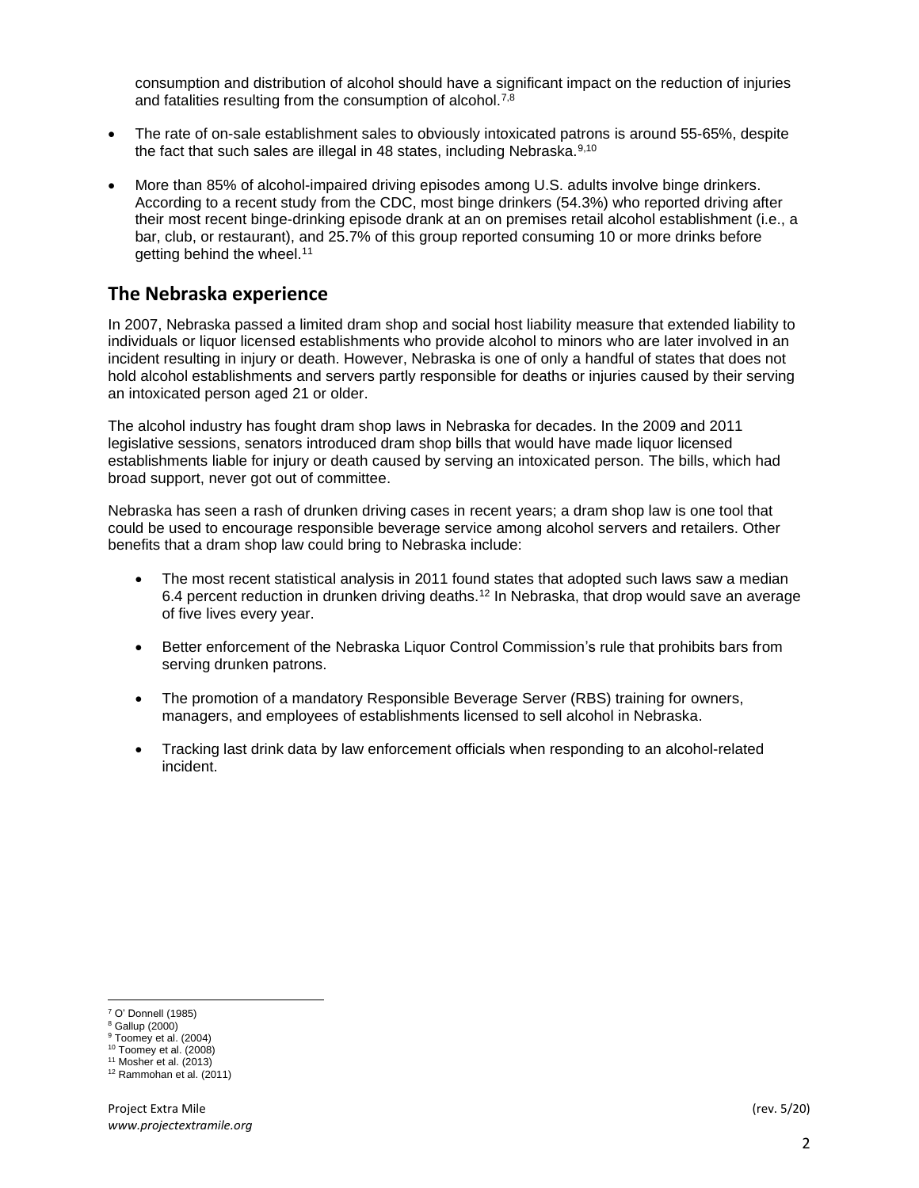consumption and distribution of alcohol should have a significant impact on the reduction of injuries and fatalities resulting from the consumption of alcohol.[7,8]

- The rate of on-sale establishment sales to obviously intoxicated patrons is around 55-65%, despite the fact that such sales are illegal in 48 states, including Nebraska.[9,10]
- More than 85% of alcohol-impaired driving episodes among U.S. adults involve binge drinkers. According to a recent study from the CDC, most binge drinkers (54.3%) who reported driving after their most recent binge-drinking episode drank at an on premises retail alcohol establishment (i.e., a bar, club, or restaurant), and 25.7% of this group reported consuming 10 or more drinks before getting behind the wheel.[11]

## The Nebraska experience

In 2007, Nebraska passed a limited dram shop and social host liability measure that extended liability to individuals or liquor licensed establishments who provide alcohol to minors who are later involved in an incident resulting in injury or death. However, Nebraska is one of only a handful of states that does not hold alcohol establishments and servers partly responsible for deaths or injuries caused by their serving an intoxicated person aged 21 or older.

The alcohol industry has fought dram shop laws in Nebraska for decades. In the 2009 and 2011 legislative sessions, senators introduced dram shop bills that would have made liquor licensed establishments liable for injury or death caused by serving an intoxicated person. The bills, which had broad support, never got out of committee.

Nebraska has seen a rash of drunken driving cases in recent years; a dram shop law is one tool that could be used to encourage responsible beverage service among alcohol servers and retailers. Other benefits that a dram shop law could bring to Nebraska include:

- The most recent statistical analysis in 2011 found states that adopted such laws saw a median 6.4 percent reduction in drunken driving deaths.[12] In Nebraska, that drop would save an average of five lives every year.
- Better enforcement of the Nebraska Liquor Control Commission's rule that prohibits bars from serving drunken patrons.
- The promotion of a mandatory Responsible Beverage Server (RBS) training for owners, managers, and employees of establishments licensed to sell alcohol in Nebraska.
- Tracking last drink data by law enforcement officials when responding to an alcohol-related incident.

---

[7] O' Donnell (1985)
[8] Gallup (2000)
[9] Toomey et al. (2004)
[10] Toomey et al. (2008)
[11] Mosher et al. (2013)
[12] Rammohan et al. (2011)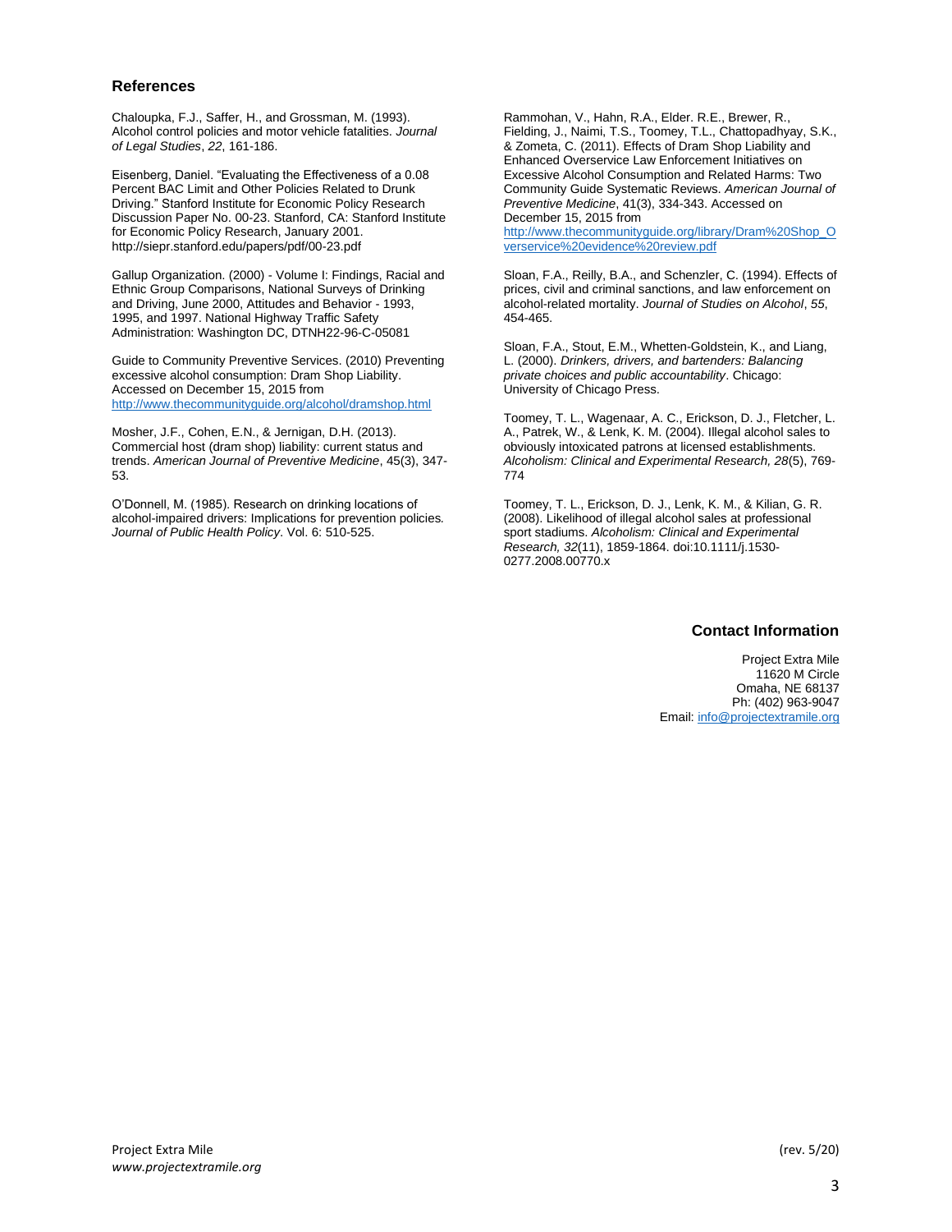## References

Chaloupka, F.J., Saffer, H., and Grossman, M. (1993). Alcohol control policies and motor vehicle fatalities. *Journal of Legal Studies*, *22*, 161-186.

Eisenberg, Daniel. "Evaluating the Effectiveness of a 0.08 Percent BAC Limit and Other Policies Related to Drunk Driving." Stanford Institute for Economic Policy Research Discussion Paper No. 00-23. Stanford, CA: Stanford Institute for Economic Policy Research, January 2001. http://siepr.stanford.edu/papers/pdf/00-23.pdf

Gallup Organization. (2000) - Volume I: Findings, Racial and Ethnic Group Comparisons, National Surveys of Drinking and Driving, June 2000, Attitudes and Behavior - 1993, 1995, and 1997. National Highway Traffic Safety Administration: Washington DC, DTNH22-96-C-05081

Guide to Community Preventive Services. (2010) Preventing excessive alcohol consumption: Dram Shop Liability. Accessed on December 15, 2015 from [http://www.thecommunityguide.org/alcohol/dramshop.html](http://www.thecommunityguide.org/alcohol/dramshop.html)

Mosher, J.F., Cohen, E.N., & Jernigan, D.H. (2013). Commercial host (dram shop) liability: current status and trends. *American Journal of Preventive Medicine*, 45(3), 347-53.

O'Donnell, M. (1985). Research on drinking locations of alcohol-impaired drivers: Implications for prevention policies*. Journal of Public Health Policy*. Vol. 6: 510-525.

Rammohan, V., Hahn, R.A., Elder. R.E., Brewer, R., Fielding, J., Naimi, T.S., Toomey, T.L., Chattopadhyay, S.K., & Zometa, C. (2011). Effects of Dram Shop Liability and Enhanced Overservice Law Enforcement Initiatives on Excessive Alcohol Consumption and Related Harms: Two Community Guide Systematic Reviews. *American Journal of Preventive Medicine*, 41(3), 334-343. Accessed on December 15, 2015 from [http://www.thecommunityguide.org/library/Dram%20Shop_Overservice%20evidence%20review.pdf](http://www.thecommunityguide.org/library/Dram%20Shop_Overservice%20evidence%20review.pdf)

Sloan, F.A., Reilly, B.A., and Schenzler, C. (1994). Effects of prices, civil and criminal sanctions, and law enforcement on alcohol-related mortality. *Journal of Studies on Alcohol*, *55*, 454-465.

Sloan, F.A., Stout, E.M., Whetten-Goldstein, K., and Liang, L. (2000). *Drinkers, drivers, and bartenders: Balancing private choices and public accountability*. Chicago: University of Chicago Press.

Toomey, T. L., Wagenaar, A. C., Erickson, D. J., Fletcher, L. A., Patrek, W., & Lenk, K. M. (2004). Illegal alcohol sales to obviously intoxicated patrons at licensed establishments. *Alcoholism: Clinical and Experimental Research, 28*(5), 769-774

Toomey, T. L., Erickson, D. J., Lenk, K. M., & Kilian, G. R. (2008). Likelihood of illegal alcohol sales at professional sport stadiums. *Alcoholism: Clinical and Experimental Research, 32*(11), 1859-1864. doi:10.1111/j.1530-0277.2008.00770.x

## Contact Information

Project Extra Mile
11620 M Circle
Omaha, NE 68137
Ph: (402) 963-9047
Email: [info@projectextramile.org](mailto:info@projectextramile.org)